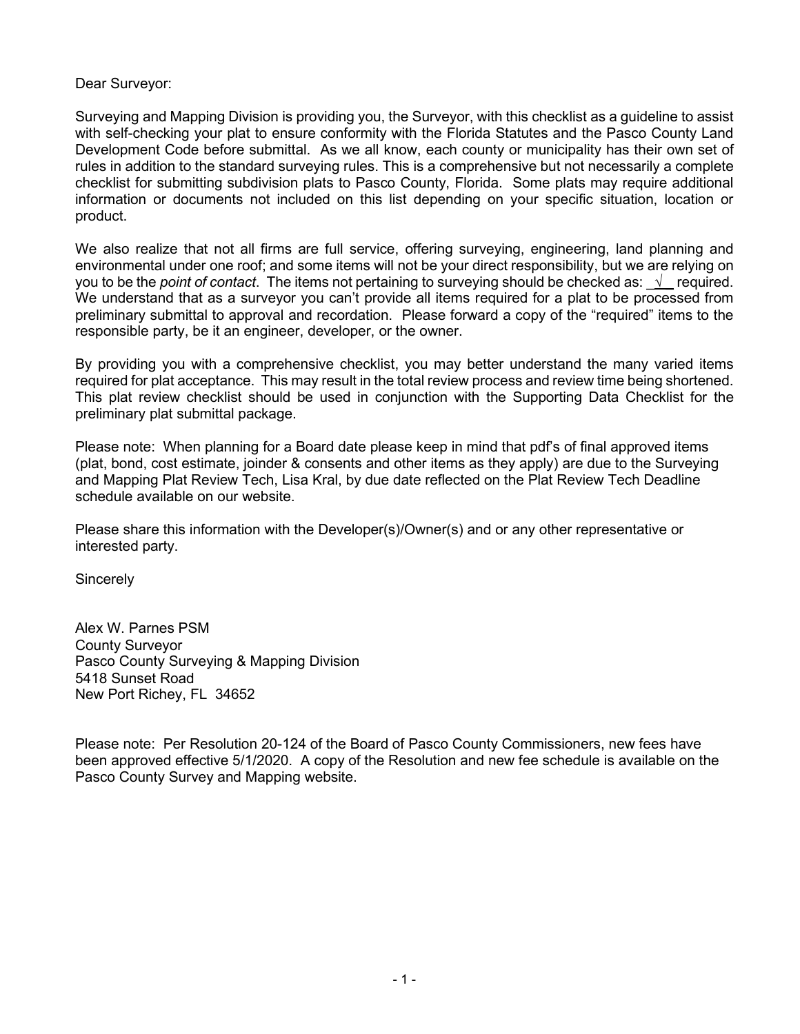Dear Surveyor:

Surveying and Mapping Division is providing you, the Surveyor, with this checklist as a guideline to assist with self-checking your plat to ensure conformity with the Florida Statutes and the Pasco County Land Development Code before submittal. As we all know, each county or municipality has their own set of rules in addition to the standard surveying rules. This is a comprehensive but not necessarily a complete checklist for submitting subdivision plats to Pasco County, Florida. Some plats may require additional information or documents not included on this list depending on your specific situation, location or product.

We also realize that not all firms are full service, offering surveying, engineering, land planning and environmental under one roof; and some items will not be your direct responsibility, but we are relying on you to be the *point of contact*. The items not pertaining to surveying should be checked as: _√_ required. We understand that as a surveyor you can't provide all items required for a plat to be processed from preliminary submittal to approval and recordation. Please forward a copy of the "required" items to the responsible party, be it an engineer, developer, or the owner.

By providing you with a comprehensive checklist, you may better understand the many varied items required for plat acceptance. This may result in the total review process and review time being shortened. This plat review checklist should be used in conjunction with the Supporting Data Checklist for the preliminary plat submittal package.

Please note: When planning for a Board date please keep in mind that pdf's of final approved items (plat, bond, cost estimate, joinder & consents and other items as they apply) are due to the Surveying and Mapping Plat Review Tech, Lisa Kral, by due date reflected on the Plat Review Tech Deadline schedule available on our website.

Please share this information with the Developer(s)/Owner(s) and or any other representative or interested party.

Sincerely

Alex W. Parnes PSM
County Surveyor
Pasco County Surveying & Mapping Division
5418 Sunset Road
New Port Richey, FL 34652

Please note: Per Resolution 20-124 of the Board of Pasco County Commissioners, new fees have been approved effective 5/1/2020. A copy of the Resolution and new fee schedule is available on the Pasco County Survey and Mapping website.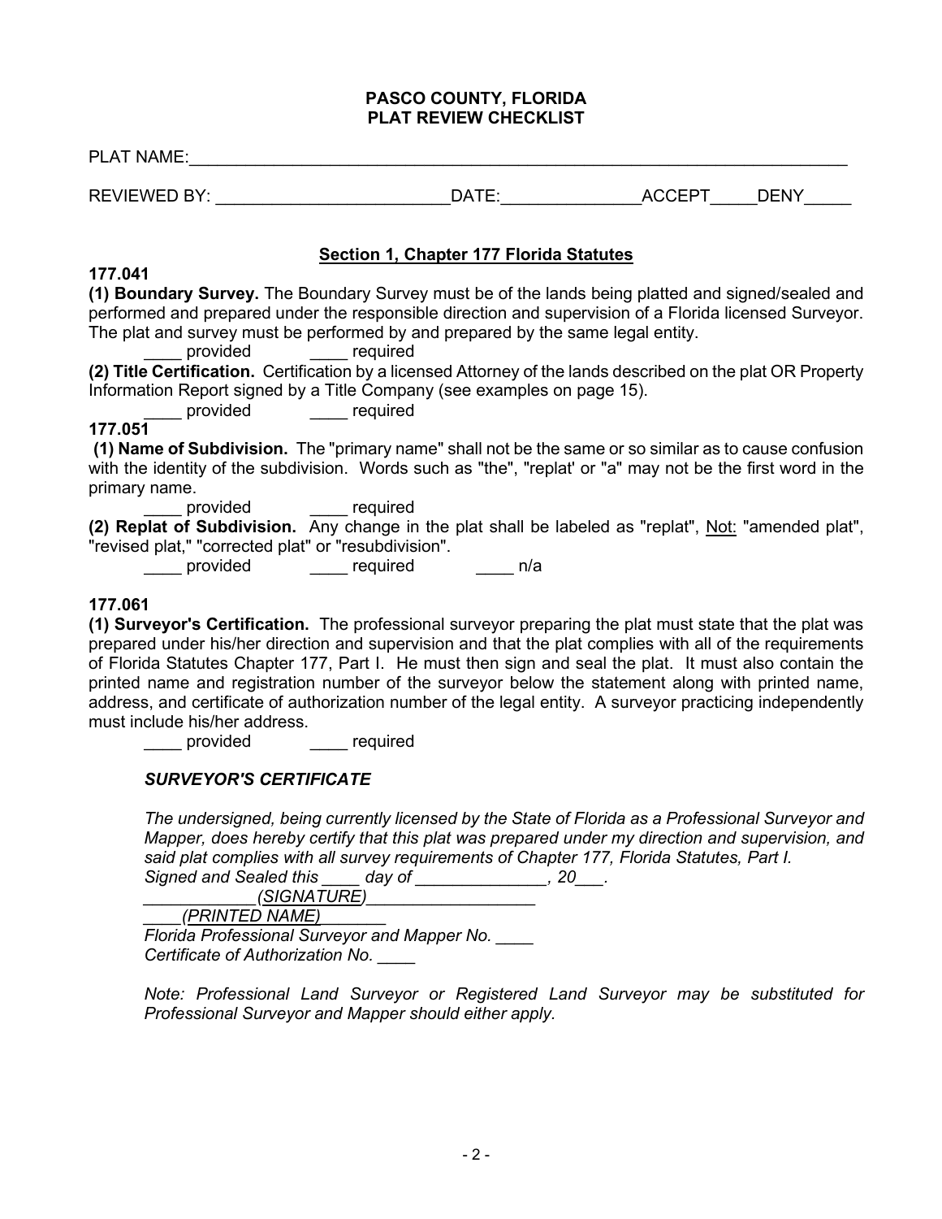**PASCO COUNTY, FLORIDA**
**PLAT REVIEW CHECKLIST**

PLAT NAME:_______________________________________________________________________

REVIEWED BY: ________________________DATE:______________ACCEPT_____DENY_____

## Section 1, Chapter 177 Florida Statutes

**177.041**

**(1) Boundary Survey.** The Boundary Survey must be of the lands being platted and signed/sealed and performed and prepared under the responsible direction and supervision of a Florida licensed Surveyor. The plat and survey must be performed by and prepared by the same legal entity.

____ provided ____ required

**(2) Title Certification.** Certification by a licensed Attorney of the lands described on the plat OR Property Information Report signed by a Title Company (see examples on page 15).

____ provided ____ required

**177.051**

**(1) Name of Subdivision.** The "primary name" shall not be the same or so similar as to cause confusion with the identity of the subdivision. Words such as "the", "replat' or "a" may not be the first word in the primary name.

____ provided ____ required

**(2) Replat of Subdivision.** Any change in the plat shall be labeled as "replat", Not: "amended plat", "revised plat," "corrected plat" or "resubdivision".

____ provided ____ required ____ n/a

**177.061**

**(1) Surveyor's Certification.** The professional surveyor preparing the plat must state that the plat was prepared under his/her direction and supervision and that the plat complies with all of the requirements of Florida Statutes Chapter 177, Part I. He must then sign and seal the plat. It must also contain the printed name and registration number of the surveyor below the statement along with printed name, address, and certificate of authorization number of the legal entity. A surveyor practicing independently must include his/her address.

____ provided ____ required

***SURVEYOR'S CERTIFICATE***

*The undersigned, being currently licensed by the State of Florida as a Professional Surveyor and Mapper, does hereby certify that this plat was prepared under my direction and supervision, and said plat complies with all survey requirements of Chapter 177, Florida Statutes, Part I.*
*Signed and Sealed this ____ day of ______________, 20___.*
*____________(SIGNATURE)__________________*
*____(PRINTED NAME)_______*
*Florida Professional Surveyor and Mapper No. ____*
*Certificate of Authorization No. ____*

*Note: Professional Land Surveyor or Registered Land Surveyor may be substituted for Professional Surveyor and Mapper should either apply.*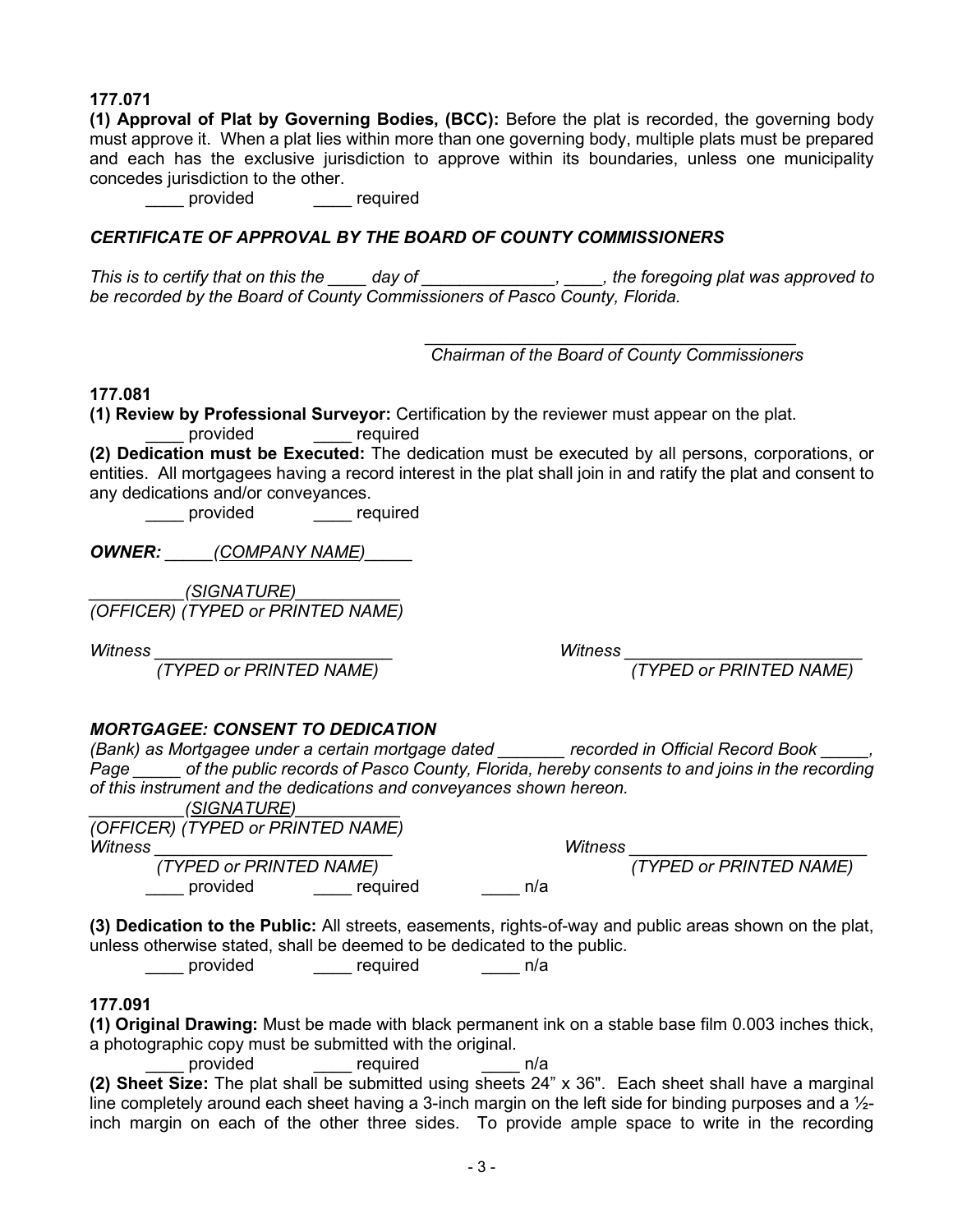**177.071**

**(1) Approval of Plat by Governing Bodies, (BCC):** Before the plat is recorded, the governing body must approve it. When a plat lies within more than one governing body, multiple plats must be prepared and each has the exclusive jurisdiction to approve within its boundaries, unless one municipality concedes jurisdiction to the other.

____ provided ____ required

***CERTIFICATE OF APPROVAL BY THE BOARD OF COUNTY COMMISSIONERS***

*This is to certify that on this the ____ day of ______________, ____, the foregoing plat was approved to be recorded by the Board of County Commissioners of Pasco County, Florida.*

________________________________________
*Chairman of the Board of County Commissioners*

**177.081**

**(1) Review by Professional Surveyor:** Certification by the reviewer must appear on the plat.

____ provided ____ required

**(2) Dedication must be Executed:** The dedication must be executed by all persons, corporations, or entities. All mortgagees having a record interest in the plat shall join in and ratify the plat and consent to any dedications and/or conveyances.

____ provided ____ required

***OWNER:*** *_____(COMPANY NAME)_____*

*__________(SIGNATURE)___________*
*(OFFICER) (TYPED or PRINTED NAME)*

*Witness _________________________* *Witness _________________________*
*(TYPED or PRINTED NAME)* *(TYPED or PRINTED NAME)*

***MORTGAGEE: CONSENT TO DEDICATION***

*(Bank) as Mortgagee under a certain mortgage dated _______ recorded in Official Record Book _____, Page _____ of the public records of Pasco County, Florida, hereby consents to and joins in the recording of this instrument and the dedications and conveyances shown hereon.*

*__________(SIGNATURE)___________*
*(OFFICER) (TYPED or PRINTED NAME)*
*Witness _________________________* *Witness _________________________*
*(TYPED or PRINTED NAME)* *(TYPED or PRINTED NAME)*

____ provided ____ required ____ n/a

**(3) Dedication to the Public:** All streets, easements, rights-of-way and public areas shown on the plat, unless otherwise stated, shall be deemed to be dedicated to the public.

____ provided ____ required ____ n/a

**177.091**

**(1) Original Drawing:** Must be made with black permanent ink on a stable base film 0.003 inches thick, a photographic copy must be submitted with the original.

____ provided ____ required ____ n/a

**(2) Sheet Size:** The plat shall be submitted using sheets 24" x 36". Each sheet shall have a marginal line completely around each sheet having a 3-inch margin on the left side for binding purposes and a ½-inch margin on each of the other three sides. To provide ample space to write in the recording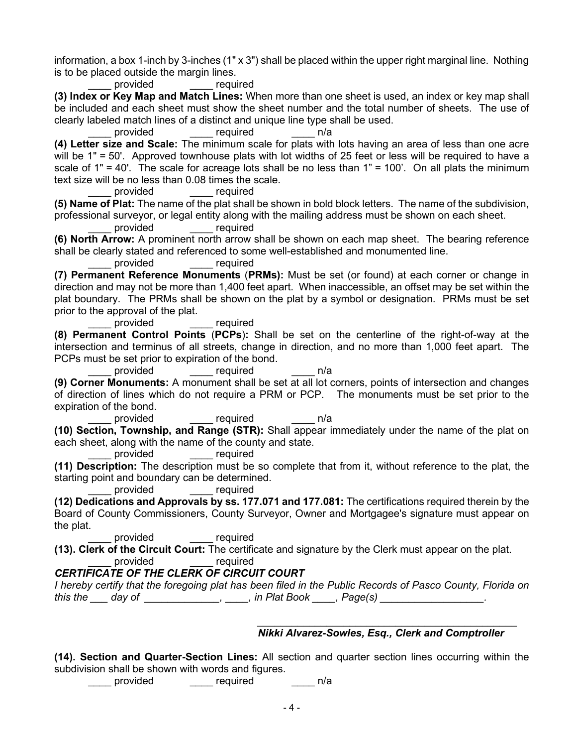information, a box 1-inch by 3-inches (1" x 3") shall be placed within the upper right marginal line. Nothing is to be placed outside the margin lines.

____ provided ____ required

**(3) Index or Key Map and Match Lines:** When more than one sheet is used, an index or key map shall be included and each sheet must show the sheet number and the total number of sheets. The use of clearly labeled match lines of a distinct and unique line type shall be used.

____ provided ____ required ____ n/a

**(4) Letter size and Scale:** The minimum scale for plats with lots having an area of less than one acre will be 1" = 50'. Approved townhouse plats with lot widths of 25 feet or less will be required to have a scale of 1" = 40'. The scale for acreage lots shall be no less than 1" = 100'. On all plats the minimum text size will be no less than 0.08 times the scale.

____ provided ____ required

**(5) Name of Plat:** The name of the plat shall be shown in bold block letters. The name of the subdivision, professional surveyor, or legal entity along with the mailing address must be shown on each sheet.

____ provided ____ required

**(6) North Arrow:** A prominent north arrow shall be shown on each map sheet. The bearing reference shall be clearly stated and referenced to some well-established and monumented line.

____ provided ____ required

**(7) Permanent Reference Monuments (PRMs):** Must be set (or found) at each corner or change in direction and may not be more than 1,400 feet apart. When inaccessible, an offset may be set within the plat boundary. The PRMs shall be shown on the plat by a symbol or designation. PRMs must be set prior to the approval of the plat.

____ provided ____ required

**(8) Permanent Control Points (PCPs):** Shall be set on the centerline of the right-of-way at the intersection and terminus of all streets, change in direction, and no more than 1,000 feet apart. The PCPs must be set prior to expiration of the bond.

____ provided ____ required ____ n/a

**(9) Corner Monuments:** A monument shall be set at all lot corners, points of intersection and changes of direction of lines which do not require a PRM or PCP. The monuments must be set prior to the expiration of the bond.

____ provided ____ required ____ n/a

**(10) Section, Township, and Range (STR):** Shall appear immediately under the name of the plat on each sheet, along with the name of the county and state.

____ provided ____ required

**(11) Description:** The description must be so complete that from it, without reference to the plat, the starting point and boundary can be determined.

____ provided ____ required

**(12) Dedications and Approvals by ss. 177.071 and 177.081:** The certifications required therein by the Board of County Commissioners, County Surveyor, Owner and Mortgagee's signature must appear on the plat.

____ provided ____ required

**(13). Clerk of the Circuit Court:** The certificate and signature by the Clerk must appear on the plat.

____ provided ____ required

***CERTIFICATE OF THE CLERK OF CIRCUIT COURT***

*I hereby certify that the foregoing plat has been filed in the Public Records of Pasco County, Florida on this the ___ day of _____________, ____, in Plat Book ____, Page(s) _________________.*

_____________________________________________

***Nikki Alvarez-Sowles, Esq., Clerk and Comptroller***

**(14). Section and Quarter-Section Lines:** All section and quarter section lines occurring within the subdivision shall be shown with words and figures.

____ provided ____ required ____ n/a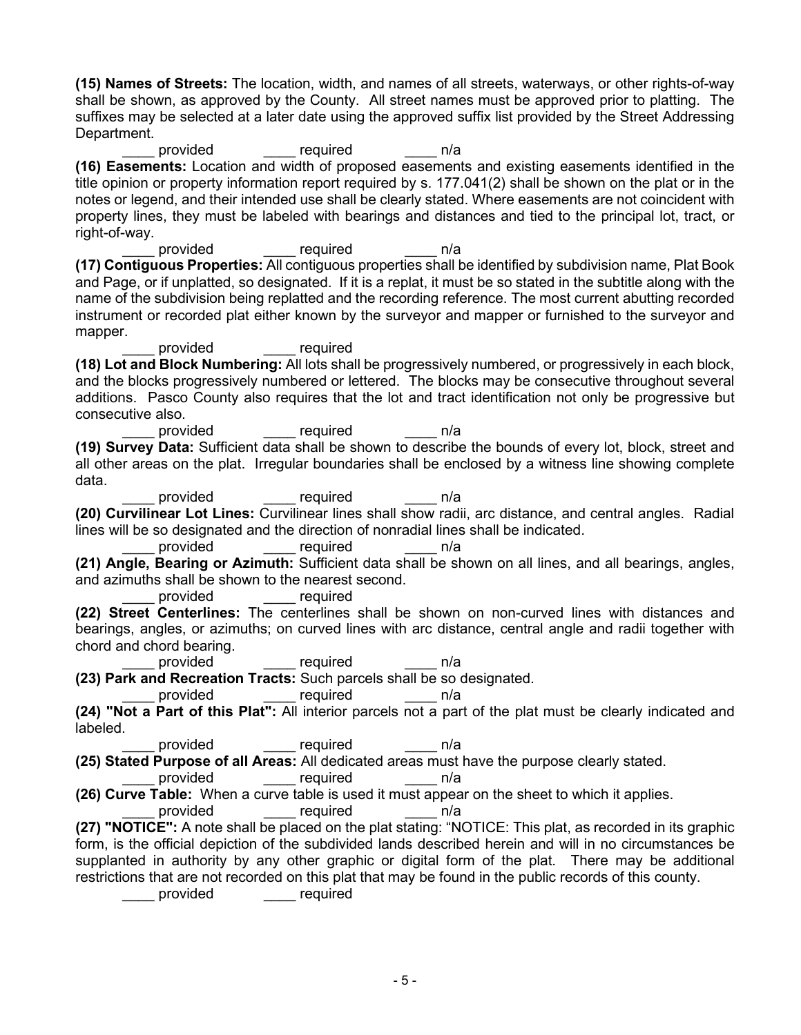**(15) Names of Streets:** The location, width, and names of all streets, waterways, or other rights-of-way shall be shown, as approved by the County. All street names must be approved prior to platting. The suffixes may be selected at a later date using the approved suffix list provided by the Street Addressing Department.

____ provided ____ required ____ n/a

**(16) Easements:** Location and width of proposed easements and existing easements identified in the title opinion or property information report required by s. 177.041(2) shall be shown on the plat or in the notes or legend, and their intended use shall be clearly stated. Where easements are not coincident with property lines, they must be labeled with bearings and distances and tied to the principal lot, tract, or right-of-way.

____ provided ____ required ____ n/a

**(17) Contiguous Properties:** All contiguous properties shall be identified by subdivision name, Plat Book and Page, or if unplatted, so designated. If it is a replat, it must be so stated in the subtitle along with the name of the subdivision being replatted and the recording reference. The most current abutting recorded instrument or recorded plat either known by the surveyor and mapper or furnished to the surveyor and mapper.

____ provided ____ required

**(18) Lot and Block Numbering:** All lots shall be progressively numbered, or progressively in each block, and the blocks progressively numbered or lettered. The blocks may be consecutive throughout several additions. Pasco County also requires that the lot and tract identification not only be progressive but consecutive also.

____ provided ____ required ____ n/a

**(19) Survey Data:** Sufficient data shall be shown to describe the bounds of every lot, block, street and all other areas on the plat. Irregular boundaries shall be enclosed by a witness line showing complete data.

____ provided ____ required ____ n/a

**(20) Curvilinear Lot Lines:** Curvilinear lines shall show radii, arc distance, and central angles. Radial lines will be so designated and the direction of nonradial lines shall be indicated.

____ provided ____ required ____ n/a

**(21) Angle, Bearing or Azimuth:** Sufficient data shall be shown on all lines, and all bearings, angles, and azimuths shall be shown to the nearest second.

____ provided ____ required

**(22) Street Centerlines:** The centerlines shall be shown on non-curved lines with distances and bearings, angles, or azimuths; on curved lines with arc distance, central angle and radii together with chord and chord bearing.

____ provided ____ required ____ n/a

**(23) Park and Recreation Tracts:** Such parcels shall be so designated.

____ provided ____ required ____ n/a

**(24) "Not a Part of this Plat":** All interior parcels not a part of the plat must be clearly indicated and labeled.

____ provided ____ required ____ n/a

**(25) Stated Purpose of all Areas:** All dedicated areas must have the purpose clearly stated.

____ provided ____ required ____ n/a

**(26) Curve Table:** When a curve table is used it must appear on the sheet to which it applies.

____ provided ____ required ____ n/a

**(27) "NOTICE":** A note shall be placed on the plat stating: "NOTICE: This plat, as recorded in its graphic form, is the official depiction of the subdivided lands described herein and will in no circumstances be supplanted in authority by any other graphic or digital form of the plat. There may be additional restrictions that are not recorded on this plat that may be found in the public records of this county.

____ provided ____ required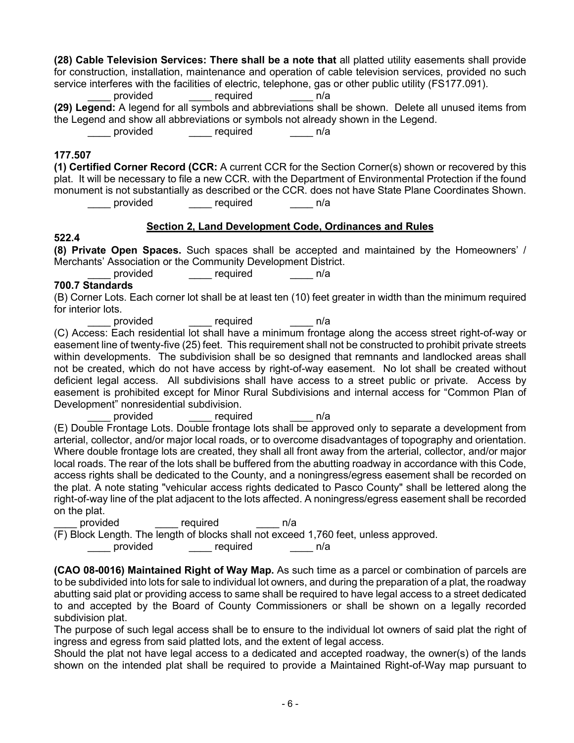**(28) Cable Television Services: There shall be a note that** all platted utility easements shall provide for construction, installation, maintenance and operation of cable television services, provided no such service interferes with the facilities of electric, telephone, gas or other public utility (FS177.091).

____ provided ____ required ____ n/a

**(29) Legend:** A legend for all symbols and abbreviations shall be shown. Delete all unused items from the Legend and show all abbreviations or symbols not already shown in the Legend.

____ provided ____ required ____ n/a

**177.507**

**(1) Certified Corner Record (CCR:** A current CCR for the Section Corner(s) shown or recovered by this plat. It will be necessary to file a new CCR. with the Department of Environmental Protection if the found monument is not substantially as described or the CCR. does not have State Plane Coordinates Shown.

____ provided ____ required ____ n/a

## Section 2, Land Development Code, Ordinances and Rules

**522.4**

**(8) Private Open Spaces.** Such spaces shall be accepted and maintained by the Homeowners' / Merchants' Association or the Community Development District.

____ provided ____ required ____ n/a

**700.7 Standards**

(B) Corner Lots. Each corner lot shall be at least ten (10) feet greater in width than the minimum required for interior lots.

____ provided ____ required ____ n/a

(C) Access: Each residential lot shall have a minimum frontage along the access street right-of-way or easement line of twenty-five (25) feet. This requirement shall not be constructed to prohibit private streets within developments. The subdivision shall be so designed that remnants and landlocked areas shall not be created, which do not have access by right-of-way easement. No lot shall be created without deficient legal access. All subdivisions shall have access to a street public or private. Access by easement is prohibited except for Minor Rural Subdivisions and internal access for "Common Plan of Development" nonresidential subdivision.

____ provided ____ required ____ n/a

(E) Double Frontage Lots. Double frontage lots shall be approved only to separate a development from arterial, collector, and/or major local roads, or to overcome disadvantages of topography and orientation. Where double frontage lots are created, they shall all front away from the arterial, collector, and/or major local roads. The rear of the lots shall be buffered from the abutting roadway in accordance with this Code, access rights shall be dedicated to the County, and a noningress/egress easement shall be recorded on the plat. A note stating "vehicular access rights dedicated to Pasco County" shall be lettered along the right-of-way line of the plat adjacent to the lots affected. A noningress/egress easement shall be recorded on the plat.

____ provided ____ required ____ n/a

(F) Block Length. The length of blocks shall not exceed 1,760 feet, unless approved.

____ provided ____ required ____ n/a

**(CAO 08-0016) Maintained Right of Way Map.** As such time as a parcel or combination of parcels are to be subdivided into lots for sale to individual lot owners, and during the preparation of a plat, the roadway abutting said plat or providing access to same shall be required to have legal access to a street dedicated to and accepted by the Board of County Commissioners or shall be shown on a legally recorded subdivision plat.

The purpose of such legal access shall be to ensure to the individual lot owners of said plat the right of ingress and egress from said platted lots, and the extent of legal access.

Should the plat not have legal access to a dedicated and accepted roadway, the owner(s) of the lands shown on the intended plat shall be required to provide a Maintained Right-of-Way map pursuant to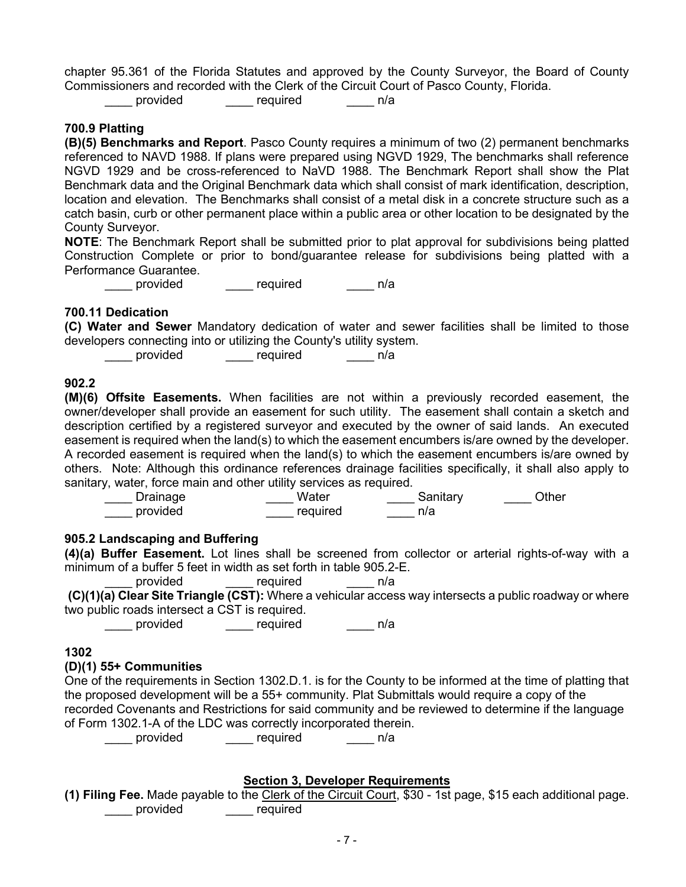chapter 95.361 of the Florida Statutes and approved by the County Surveyor, the Board of County Commissioners and recorded with the Clerk of the Circuit Court of Pasco County, Florida.

____ provided ____ required ____ n/a

### 700.9 Platting

**(B)(5) Benchmarks and Report**. Pasco County requires a minimum of two (2) permanent benchmarks referenced to NAVD 1988. If plans were prepared using NGVD 1929, The benchmarks shall reference NGVD 1929 and be cross-referenced to NaVD 1988. The Benchmark Report shall show the Plat Benchmark data and the Original Benchmark data which shall consist of mark identification, description, location and elevation. The Benchmarks shall consist of a metal disk in a concrete structure such as a catch basin, curb or other permanent place within a public area or other location to be designated by the County Surveyor.

**NOTE**: The Benchmark Report shall be submitted prior to plat approval for subdivisions being platted Construction Complete or prior to bond/guarantee release for subdivisions being platted with a Performance Guarantee.

____ provided ____ required ____ n/a

### 700.11 Dedication

**(C) Water and Sewer** Mandatory dedication of water and sewer facilities shall be limited to those developers connecting into or utilizing the County's utility system.

____ provided ____ required ____ n/a

### 902.2

**(M)(6) Offsite Easements.** When facilities are not within a previously recorded easement, the owner/developer shall provide an easement for such utility. The easement shall contain a sketch and description certified by a registered surveyor and executed by the owner of said lands. An executed easement is required when the land(s) to which the easement encumbers is/are owned by the developer. A recorded easement is required when the land(s) to which the easement encumbers is/are owned by others. Note: Although this ordinance references drainage facilities specifically, it shall also apply to sanitary, water, force main and other utility services as required.

____ Drainage ____ Water ____ Sanitary ____ Other
____ provided ____ required ____ n/a

### 905.2 Landscaping and Buffering

**(4)(a) Buffer Easement.** Lot lines shall be screened from collector or arterial rights-of-way with a minimum of a buffer 5 feet in width as set forth in table 905.2-E.

____ provided ____ required ____ n/a

**(C)(1)(a) Clear Site Triangle (CST):** Where a vehicular access way intersects a public roadway or where two public roads intersect a CST is required.

____ provided ____ required ____ n/a

### 1302

### (D)(1) 55+ Communities

One of the requirements in Section 1302.D.1. is for the County to be informed at the time of platting that the proposed development will be a 55+ community. Plat Submittals would require a copy of the recorded Covenants and Restrictions for said community and be reviewed to determine if the language of Form 1302.1-A of the LDC was correctly incorporated therein.

____ provided ____ required ____ n/a

## Section 3, Developer Requirements

**(1) Filing Fee.** Made payable to the Clerk of the Circuit Court, $30 - 1st page, $15 each additional page.

____ provided ____ required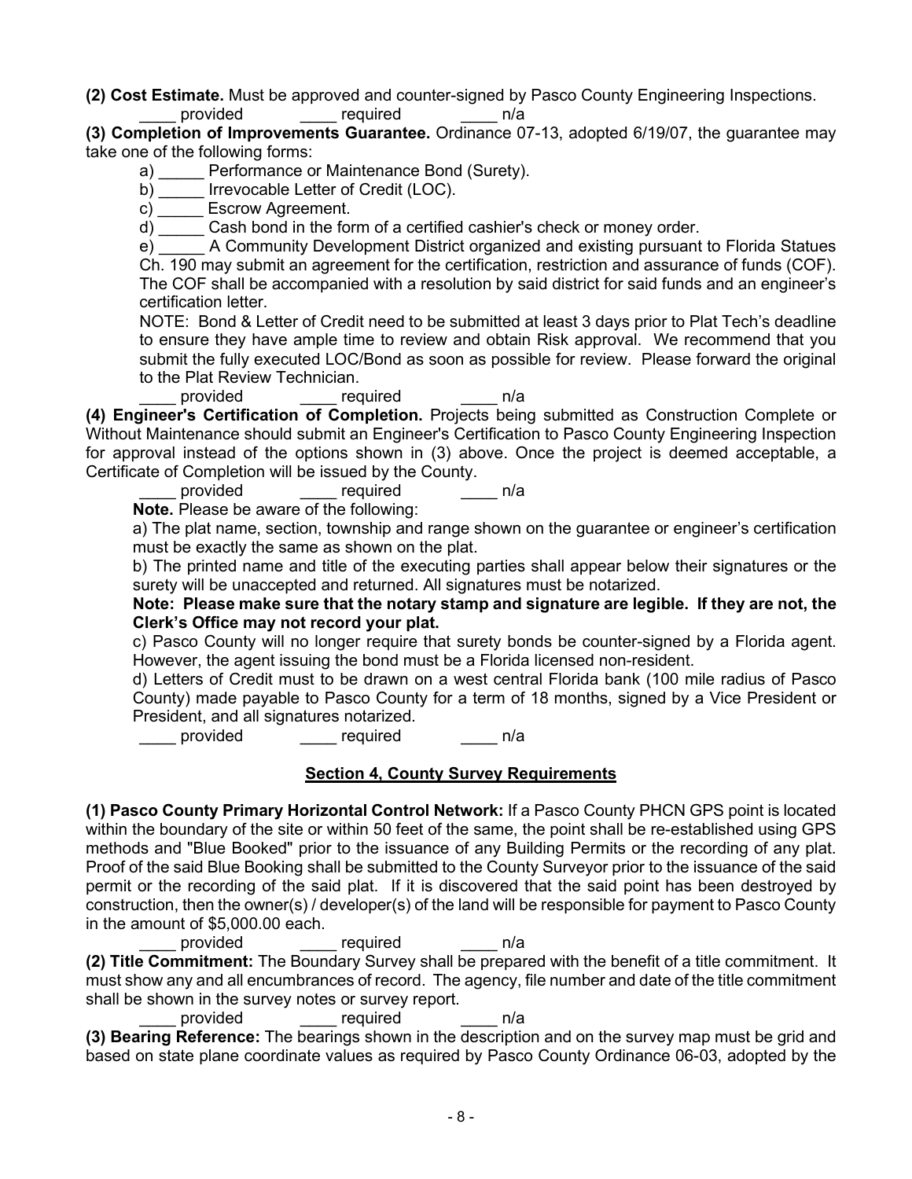**(2) Cost Estimate.** Must be approved and counter-signed by Pasco County Engineering Inspections.

____ provided ____ required ____ n/a

**(3) Completion of Improvements Guarantee.** Ordinance 07-13, adopted 6/19/07, the guarantee may take one of the following forms:

a) _____ Performance or Maintenance Bond (Surety).

b) _____ Irrevocable Letter of Credit (LOC).

c) _____ Escrow Agreement.

d) _____ Cash bond in the form of a certified cashier's check or money order.

e) _____ A Community Development District organized and existing pursuant to Florida Statues Ch. 190 may submit an agreement for the certification, restriction and assurance of funds (COF). The COF shall be accompanied with a resolution by said district for said funds and an engineer's certification letter.

NOTE: Bond & Letter of Credit need to be submitted at least 3 days prior to Plat Tech's deadline to ensure they have ample time to review and obtain Risk approval. We recommend that you submit the fully executed LOC/Bond as soon as possible for review. Please forward the original to the Plat Review Technician.

____ provided ____ required ____ n/a

**(4) Engineer's Certification of Completion.** Projects being submitted as Construction Complete or Without Maintenance should submit an Engineer's Certification to Pasco County Engineering Inspection for approval instead of the options shown in (3) above. Once the project is deemed acceptable, a Certificate of Completion will be issued by the County.

____ provided ____ required ____ n/a

**Note.** Please be aware of the following:

a) The plat name, section, township and range shown on the guarantee or engineer's certification must be exactly the same as shown on the plat.

b) The printed name and title of the executing parties shall appear below their signatures or the surety will be unaccepted and returned. All signatures must be notarized.

**Note: Please make sure that the notary stamp and signature are legible. If they are not, the Clerk's Office may not record your plat.**

c) Pasco County will no longer require that surety bonds be counter-signed by a Florida agent. However, the agent issuing the bond must be a Florida licensed non-resident.

d) Letters of Credit must to be drawn on a west central Florida bank (100 mile radius of Pasco County) made payable to Pasco County for a term of 18 months, signed by a Vice President or President, and all signatures notarized.

____ provided ____ required ____ n/a

## Section 4, County Survey Requirements

**(1) Pasco County Primary Horizontal Control Network:** If a Pasco County PHCN GPS point is located within the boundary of the site or within 50 feet of the same, the point shall be re-established using GPS methods and "Blue Booked" prior to the issuance of any Building Permits or the recording of any plat. Proof of the said Blue Booking shall be submitted to the County Surveyor prior to the issuance of the said permit or the recording of the said plat. If it is discovered that the said point has been destroyed by construction, then the owner(s) / developer(s) of the land will be responsible for payment to Pasco County in the amount of $5,000.00 each.

____ provided ____ required ____ n/a

**(2) Title Commitment:** The Boundary Survey shall be prepared with the benefit of a title commitment. It must show any and all encumbrances of record. The agency, file number and date of the title commitment shall be shown in the survey notes or survey report.

____ provided ____ required ____ n/a

**(3) Bearing Reference:** The bearings shown in the description and on the survey map must be grid and based on state plane coordinate values as required by Pasco County Ordinance 06-03, adopted by the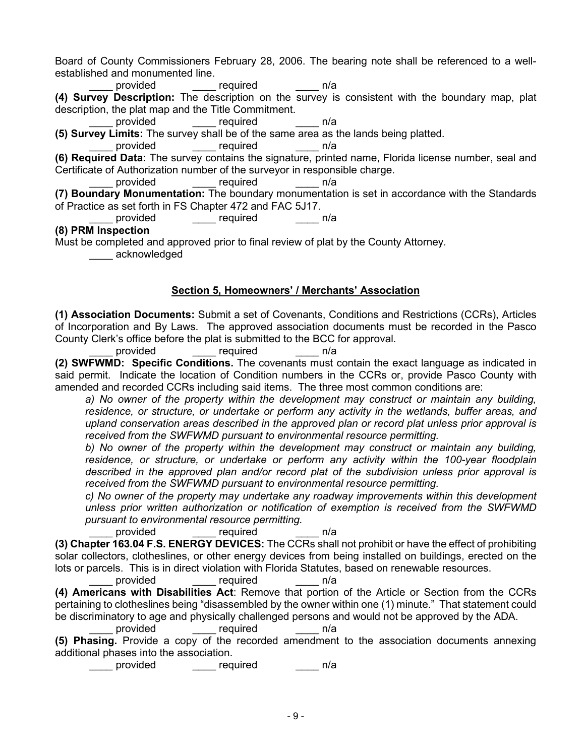Board of County Commissioners February 28, 2006. The bearing note shall be referenced to a well-established and monumented line.

____ provided ____ required ____ n/a

**(4) Survey Description:** The description on the survey is consistent with the boundary map, plat description, the plat map and the Title Commitment.

____ provided ____ required ____ n/a

**(5) Survey Limits:** The survey shall be of the same area as the lands being platted.

____ provided ____ required ____ n/a

**(6) Required Data:** The survey contains the signature, printed name, Florida license number, seal and Certificate of Authorization number of the surveyor in responsible charge.

____ provided ____ required ____ n/a

**(7) Boundary Monumentation:** The boundary monumentation is set in accordance with the Standards of Practice as set forth in FS Chapter 472 and FAC 5J17.

____ provided ____ required ____ n/a

**(8) PRM Inspection**

Must be completed and approved prior to final review of plat by the County Attorney.

____ acknowledged

## Section 5, Homeowners' / Merchants' Association

**(1) Association Documents:** Submit a set of Covenants, Conditions and Restrictions (CCRs), Articles of Incorporation and By Laws. The approved association documents must be recorded in the Pasco County Clerk's office before the plat is submitted to the BCC for approval.

____ provided ____ required ____ n/a

**(2) SWFWMD: Specific Conditions.** The covenants must contain the exact language as indicated in said permit. Indicate the location of Condition numbers in the CCRs or, provide Pasco County with amended and recorded CCRs including said items. The three most common conditions are:

*a) No owner of the property within the development may construct or maintain any building, residence, or structure, or undertake or perform any activity in the wetlands, buffer areas, and upland conservation areas described in the approved plan or record plat unless prior approval is received from the SWFWMD pursuant to environmental resource permitting.*

*b) No owner of the property within the development may construct or maintain any building, residence, or structure, or undertake or perform any activity within the 100-year floodplain described in the approved plan and/or record plat of the subdivision unless prior approval is received from the SWFWMD pursuant to environmental resource permitting.*

*c) No owner of the property may undertake any roadway improvements within this development unless prior written authorization or notification of exemption is received from the SWFWMD pursuant to environmental resource permitting.*

____ provided ____ required ____ n/a

**(3) Chapter 163.04 F.S. ENERGY DEVICES:** The CCRs shall not prohibit or have the effect of prohibiting solar collectors, clotheslines, or other energy devices from being installed on buildings, erected on the lots or parcels. This is in direct violation with Florida Statutes, based on renewable resources.

____ provided ____ required ____ n/a

**(4) Americans with Disabilities Act**: Remove that portion of the Article or Section from the CCRs pertaining to clotheslines being "disassembled by the owner within one (1) minute." That statement could be discriminatory to age and physically challenged persons and would not be approved by the ADA.

____ provided ____ required ____ n/a

**(5) Phasing.** Provide a copy of the recorded amendment to the association documents annexing additional phases into the association.

____ provided ____ required ____ n/a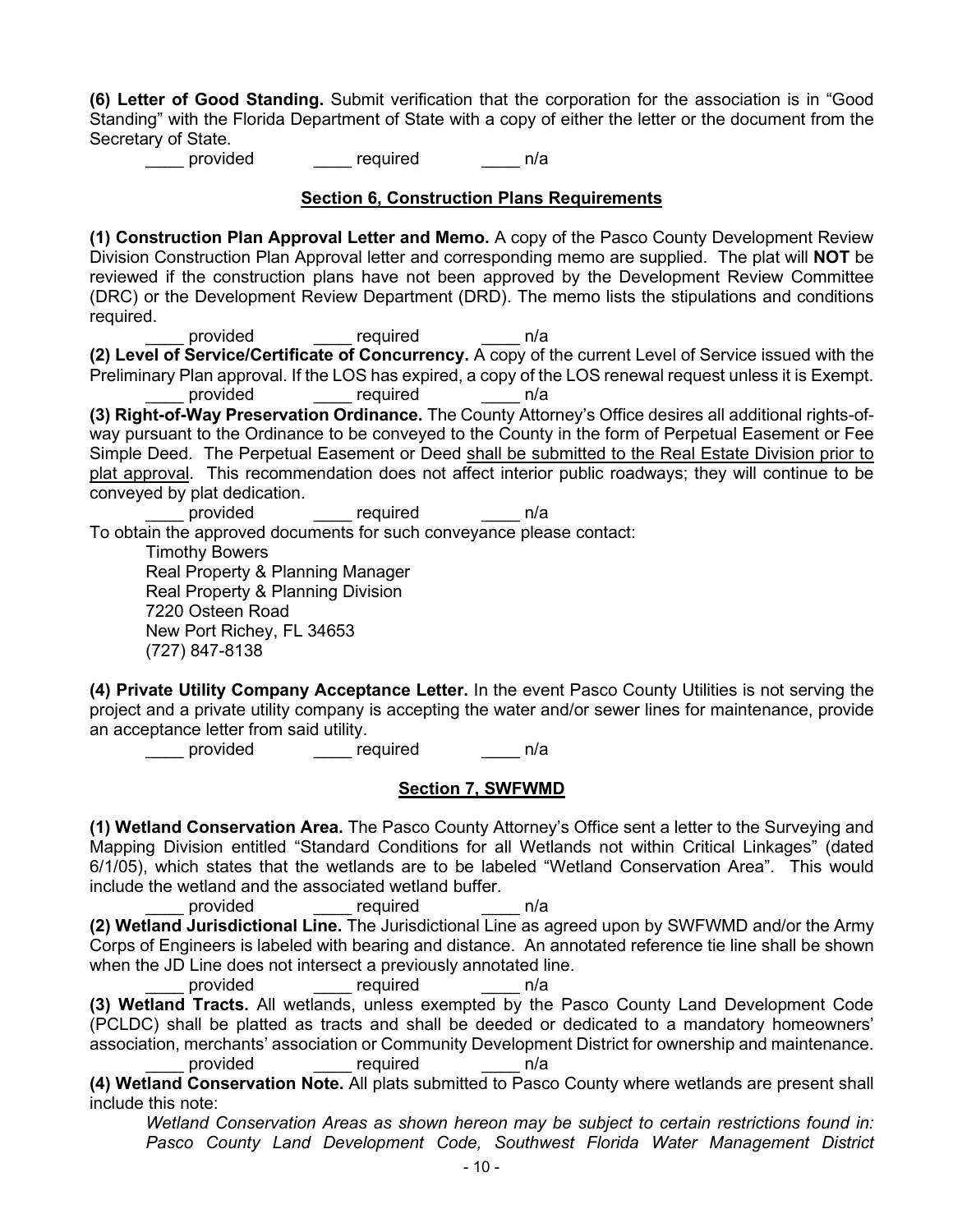**(6) Letter of Good Standing.** Submit verification that the corporation for the association is in "Good Standing" with the Florida Department of State with a copy of either the letter or the document from the Secretary of State.

____ provided ____ required ____ n/a

## Section 6, Construction Plans Requirements

**(1) Construction Plan Approval Letter and Memo.** A copy of the Pasco County Development Review Division Construction Plan Approval letter and corresponding memo are supplied. The plat will **NOT** be reviewed if the construction plans have not been approved by the Development Review Committee (DRC) or the Development Review Department (DRD). The memo lists the stipulations and conditions required.

____ provided ____ required ____ n/a

**(2) Level of Service/Certificate of Concurrency.** A copy of the current Level of Service issued with the Preliminary Plan approval. If the LOS has expired, a copy of the LOS renewal request unless it is Exempt.

____ provided ____ required ____ n/a

**(3) Right-of-Way Preservation Ordinance.** The County Attorney's Office desires all additional rights-of-way pursuant to the Ordinance to be conveyed to the County in the form of Perpetual Easement or Fee Simple Deed. The Perpetual Easement or Deed <u>shall be submitted to the Real Estate Division prior to plat approval</u>. This recommendation does not affect interior public roadways; they will continue to be conveyed by plat dedication.

____ provided ____ required ____ n/a

To obtain the approved documents for such conveyance please contact:

Timothy Bowers
Real Property & Planning Manager
Real Property & Planning Division
7220 Osteen Road
New Port Richey, FL 34653
(727) 847-8138

**(4) Private Utility Company Acceptance Letter.** In the event Pasco County Utilities is not serving the project and a private utility company is accepting the water and/or sewer lines for maintenance, provide an acceptance letter from said utility.

____ provided ____ required ____ n/a

## Section 7, SWFWMD

**(1) Wetland Conservation Area.** The Pasco County Attorney's Office sent a letter to the Surveying and Mapping Division entitled "Standard Conditions for all Wetlands not within Critical Linkages" (dated 6/1/05), which states that the wetlands are to be labeled "Wetland Conservation Area". This would include the wetland and the associated wetland buffer.

____ provided ____ required ____ n/a

**(2) Wetland Jurisdictional Line.** The Jurisdictional Line as agreed upon by SWFWMD and/or the Army Corps of Engineers is labeled with bearing and distance. An annotated reference tie line shall be shown when the JD Line does not intersect a previously annotated line.

____ provided ____ required ____ n/a

**(3) Wetland Tracts.** All wetlands, unless exempted by the Pasco County Land Development Code (PCLDC) shall be platted as tracts and shall be deeded or dedicated to a mandatory homeowners' association, merchants' association or Community Development District for ownership and maintenance.

____ provided ____ required ____ n/a

**(4) Wetland Conservation Note.** All plats submitted to Pasco County where wetlands are present shall include this note:

*Wetland Conservation Areas as shown hereon may be subject to certain restrictions found in: Pasco County Land Development Code, Southwest Florida Water Management District*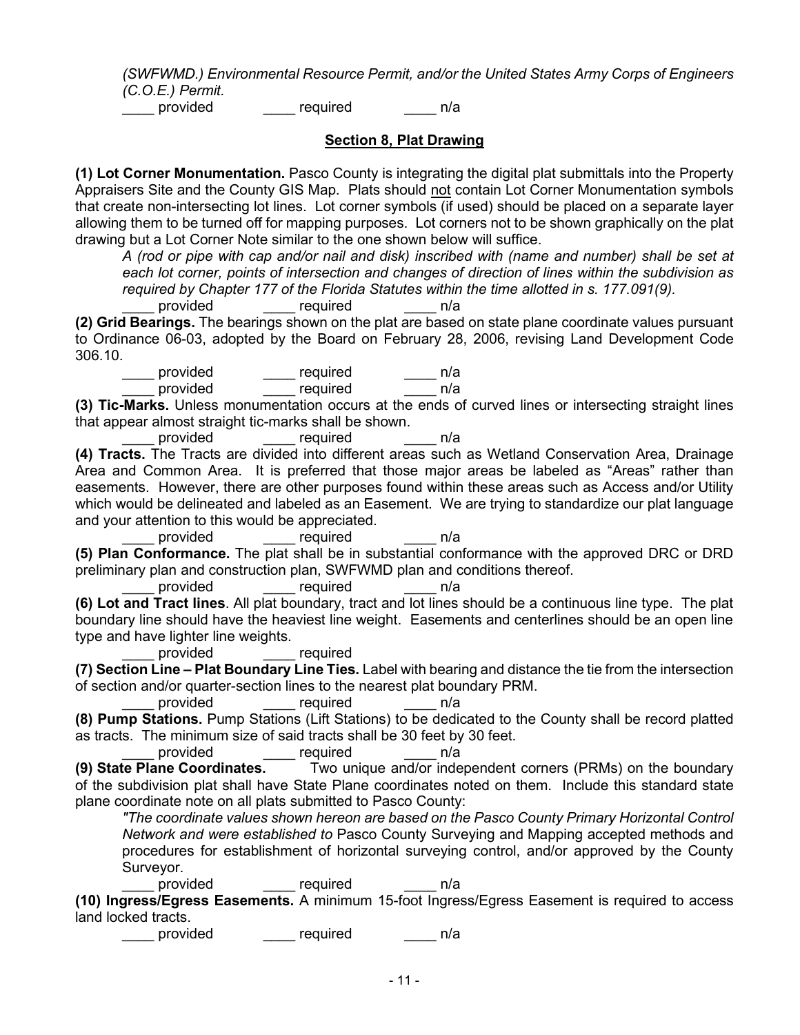*(SWFWMD.) Environmental Resource Permit, and/or the United States Army Corps of Engineers (C.O.E.) Permit.*

____ provided ____ required ____ n/a

## Section 8, Plat Drawing

**(1) Lot Corner Monumentation.** Pasco County is integrating the digital plat submittals into the Property Appraisers Site and the County GIS Map. Plats should not contain Lot Corner Monumentation symbols that create non-intersecting lot lines. Lot corner symbols (if used) should be placed on a separate layer allowing them to be turned off for mapping purposes. Lot corners not to be shown graphically on the plat drawing but a Lot Corner Note similar to the one shown below will suffice.

*A (rod or pipe with cap and/or nail and disk) inscribed with (name and number) shall be set at each lot corner, points of intersection and changes of direction of lines within the subdivision as required by Chapter 177 of the Florida Statutes within the time allotted in s. 177.091(9).*

____ provided ____ required ____ n/a

**(2) Grid Bearings.** The bearings shown on the plat are based on state plane coordinate values pursuant to Ordinance 06-03, adopted by the Board on February 28, 2006, revising Land Development Code 306.10.

____ provided ____ required ____ n/a

____ provided ____ required ____ n/a

**(3) Tic-Marks.** Unless monumentation occurs at the ends of curved lines or intersecting straight lines that appear almost straight tic-marks shall be shown.

____ provided ____ required ____ n/a

**(4) Tracts.** The Tracts are divided into different areas such as Wetland Conservation Area, Drainage Area and Common Area. It is preferred that those major areas be labeled as "Areas" rather than easements. However, there are other purposes found within these areas such as Access and/or Utility which would be delineated and labeled as an Easement. We are trying to standardize our plat language and your attention to this would be appreciated.

____ provided ____ required ____ n/a

**(5) Plan Conformance.** The plat shall be in substantial conformance with the approved DRC or DRD preliminary plan and construction plan, SWFWMD plan and conditions thereof.

____ provided ____ required ____ n/a

**(6) Lot and Tract lines**. All plat boundary, tract and lot lines should be a continuous line type. The plat boundary line should have the heaviest line weight. Easements and centerlines should be an open line type and have lighter line weights.

____ provided ____ required

**(7) Section Line – Plat Boundary Line Ties.** Label with bearing and distance the tie from the intersection of section and/or quarter-section lines to the nearest plat boundary PRM.

____ provided ____ required ____ n/a

**(8) Pump Stations.** Pump Stations (Lift Stations) to be dedicated to the County shall be record platted as tracts. The minimum size of said tracts shall be 30 feet by 30 feet.

____ provided ____ required ____ n/a

**(9) State Plane Coordinates.** Two unique and/or independent corners (PRMs) on the boundary of the subdivision plat shall have State Plane coordinates noted on them. Include this standard state plane coordinate note on all plats submitted to Pasco County:

*"The coordinate values shown hereon are based on the Pasco County Primary Horizontal Control Network and were established to* Pasco County Surveying and Mapping accepted methods and procedures for establishment of horizontal surveying control, and/or approved by the County Surveyor.

____ provided ____ required ____ n/a

**(10) Ingress/Egress Easements.** A minimum 15-foot Ingress/Egress Easement is required to access land locked tracts.

____ provided ____ required ____ n/a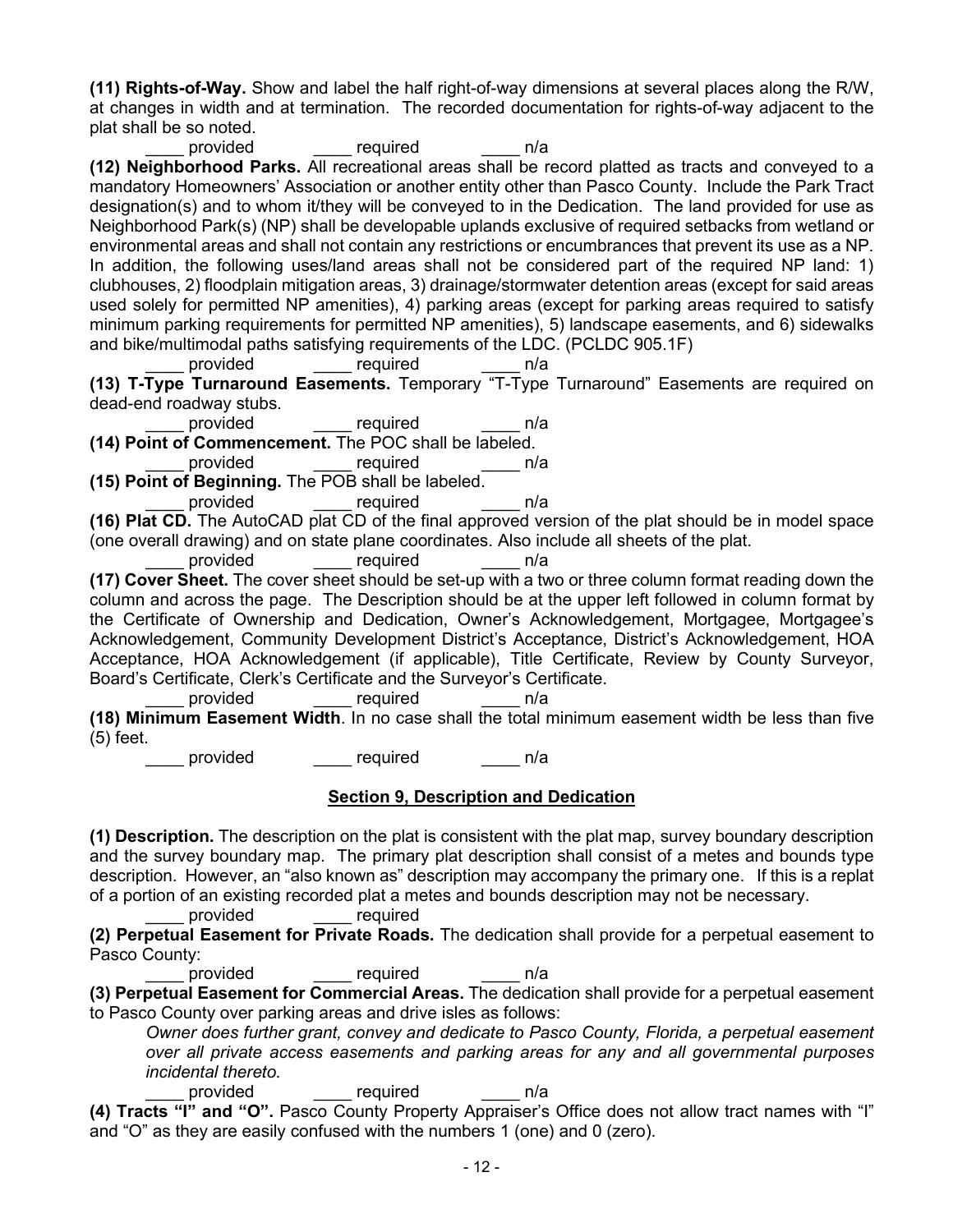**(11) Rights-of-Way.** Show and label the half right-of-way dimensions at several places along the R/W, at changes in width and at termination. The recorded documentation for rights-of-way adjacent to the plat shall be so noted.

____ provided ____ required ____ n/a

**(12) Neighborhood Parks.** All recreational areas shall be record platted as tracts and conveyed to a mandatory Homeowners' Association or another entity other than Pasco County. Include the Park Tract designation(s) and to whom it/they will be conveyed to in the Dedication. The land provided for use as Neighborhood Park(s) (NP) shall be developable uplands exclusive of required setbacks from wetland or environmental areas and shall not contain any restrictions or encumbrances that prevent its use as a NP. In addition, the following uses/land areas shall not be considered part of the required NP land: 1) clubhouses, 2) floodplain mitigation areas, 3) drainage/stormwater detention areas (except for said areas used solely for permitted NP amenities), 4) parking areas (except for parking areas required to satisfy minimum parking requirements for permitted NP amenities), 5) landscape easements, and 6) sidewalks and bike/multimodal paths satisfying requirements of the LDC. (PCLDC 905.1F)

____ provided ____ required ____ n/a

**(13) T-Type Turnaround Easements.** Temporary "T-Type Turnaround" Easements are required on dead-end roadway stubs.

____ provided ____ required ____ n/a

**(14) Point of Commencement.** The POC shall be labeled.

____ provided ____ required ____ n/a

**(15) Point of Beginning.** The POB shall be labeled.

____ provided ____ required ____ n/a

**(16) Plat CD.** The AutoCAD plat CD of the final approved version of the plat should be in model space (one overall drawing) and on state plane coordinates. Also include all sheets of the plat.

____ provided ____ required ____ n/a

**(17) Cover Sheet.** The cover sheet should be set-up with a two or three column format reading down the column and across the page. The Description should be at the upper left followed in column format by the Certificate of Ownership and Dedication, Owner's Acknowledgement, Mortgagee, Mortgagee's Acknowledgement, Community Development District's Acceptance, District's Acknowledgement, HOA Acceptance, HOA Acknowledgement (if applicable), Title Certificate, Review by County Surveyor, Board's Certificate, Clerk's Certificate and the Surveyor's Certificate.

____ provided ____ required ____ n/a

**(18) Minimum Easement Width**. In no case shall the total minimum easement width be less than five (5) feet.

____ provided ____ required ____ n/a

## Section 9, Description and Dedication

**(1) Description.** The description on the plat is consistent with the plat map, survey boundary description and the survey boundary map. The primary plat description shall consist of a metes and bounds type description. However, an "also known as" description may accompany the primary one. If this is a replat of a portion of an existing recorded plat a metes and bounds description may not be necessary.

____ provided ____ required

**(2) Perpetual Easement for Private Roads.** The dedication shall provide for a perpetual easement to Pasco County:

____ provided ____ required ____ n/a

**(3) Perpetual Easement for Commercial Areas.** The dedication shall provide for a perpetual easement to Pasco County over parking areas and drive isles as follows:

*Owner does further grant, convey and dedicate to Pasco County, Florida, a perpetual easement over all private access easements and parking areas for any and all governmental purposes incidental thereto.*

____ provided ____ required ____ n/a

**(4) Tracts "I" and "O".** Pasco County Property Appraiser's Office does not allow tract names with "I" and "O" as they are easily confused with the numbers 1 (one) and 0 (zero).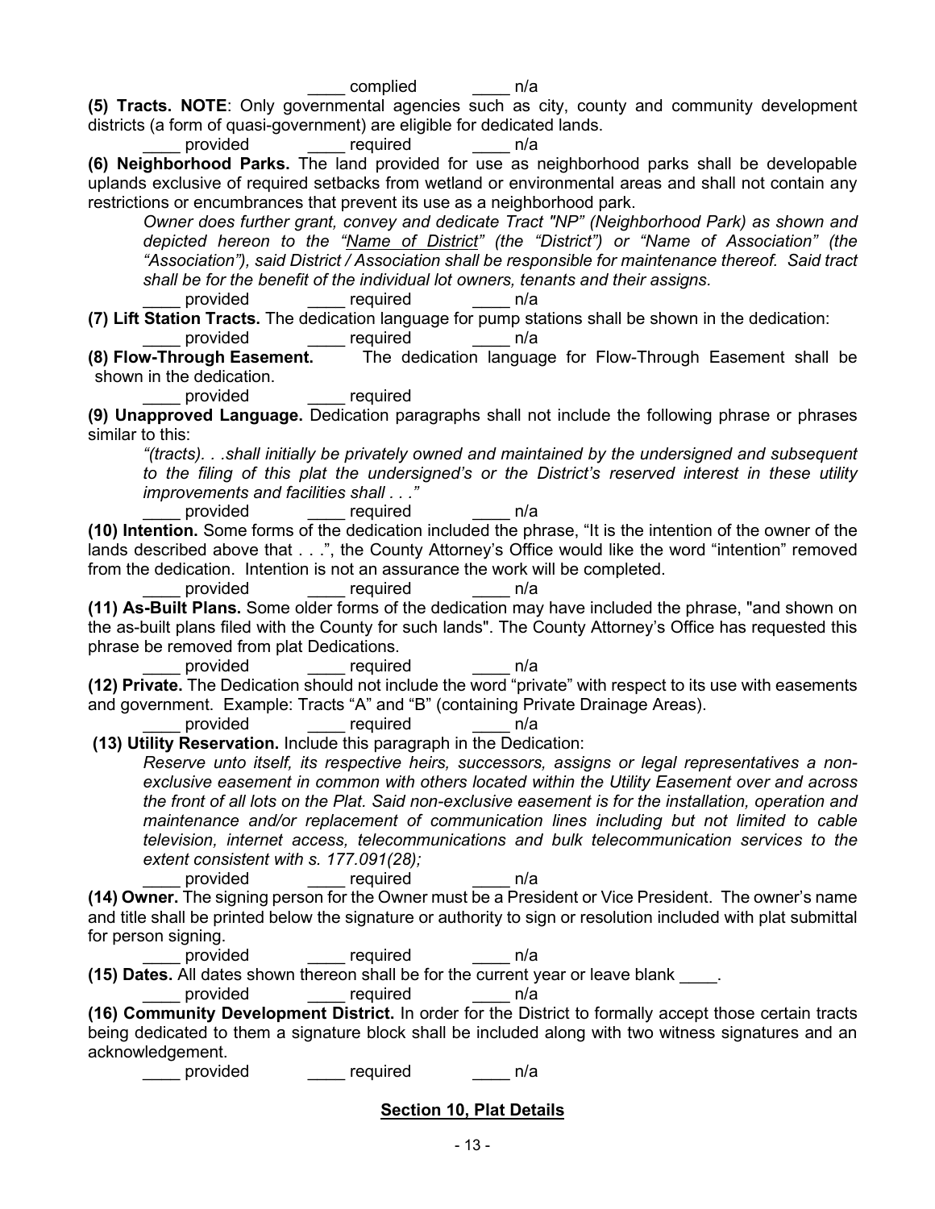____ complied ____ n/a

**(5) Tracts. NOTE**: Only governmental agencies such as city, county and community development districts (a form of quasi-government) are eligible for dedicated lands.

____ provided ____ required ____ n/a

**(6) Neighborhood Parks.** The land provided for use as neighborhood parks shall be developable uplands exclusive of required setbacks from wetland or environmental areas and shall not contain any restrictions or encumbrances that prevent its use as a neighborhood park.

*Owner does further grant, convey and dedicate Tract "NP" (Neighborhood Park) as shown and depicted hereon to the "Name of District" (the "District") or "Name of Association" (the "Association"), said District / Association shall be responsible for maintenance thereof. Said tract shall be for the benefit of the individual lot owners, tenants and their assigns.*

____ provided ____ required ____ n/a

**(7) Lift Station Tracts.** The dedication language for pump stations shall be shown in the dedication:

____ provided ____ required ____ n/a

**(8) Flow-Through Easement.** The dedication language for Flow-Through Easement shall be shown in the dedication.

____ provided ____ required

**(9) Unapproved Language.** Dedication paragraphs shall not include the following phrase or phrases similar to this:

*"(tracts). . .shall initially be privately owned and maintained by the undersigned and subsequent to the filing of this plat the undersigned's or the District's reserved interest in these utility improvements and facilities shall . . ."*

____ provided ____ required ____ n/a

**(10) Intention.** Some forms of the dedication included the phrase, "It is the intention of the owner of the lands described above that . . .", the County Attorney's Office would like the word "intention" removed from the dedication. Intention is not an assurance the work will be completed.

____ provided ____ required ____ n/a

**(11) As-Built Plans.** Some older forms of the dedication may have included the phrase, "and shown on the as-built plans filed with the County for such lands". The County Attorney's Office has requested this phrase be removed from plat Dedications.

____ provided ____ required ____ n/a

**(12) Private.** The Dedication should not include the word "private" with respect to its use with easements and government. Example: Tracts "A" and "B" (containing Private Drainage Areas).

____ provided ____ required ____ n/a

**(13) Utility Reservation.** Include this paragraph in the Dedication:

*Reserve unto itself, its respective heirs, successors, assigns or legal representatives a non-exclusive easement in common with others located within the Utility Easement over and across the front of all lots on the Plat. Said non-exclusive easement is for the installation, operation and maintenance and/or replacement of communication lines including but not limited to cable television, internet access, telecommunications and bulk telecommunication services to the extent consistent with s. 177.091(28);*

____ provided ____ required ____ n/a

**(14) Owner.** The signing person for the Owner must be a President or Vice President. The owner's name and title shall be printed below the signature or authority to sign or resolution included with plat submittal for person signing.

____ provided ____ required ____ n/a

**(15) Dates.** All dates shown thereon shall be for the current year or leave blank ____.

____ provided ____ required ____ n/a

**(16) Community Development District.** In order for the District to formally accept those certain tracts being dedicated to them a signature block shall be included along with two witness signatures and an acknowledgement.

____ provided ____ required ____ n/a

## Section 10, Plat Details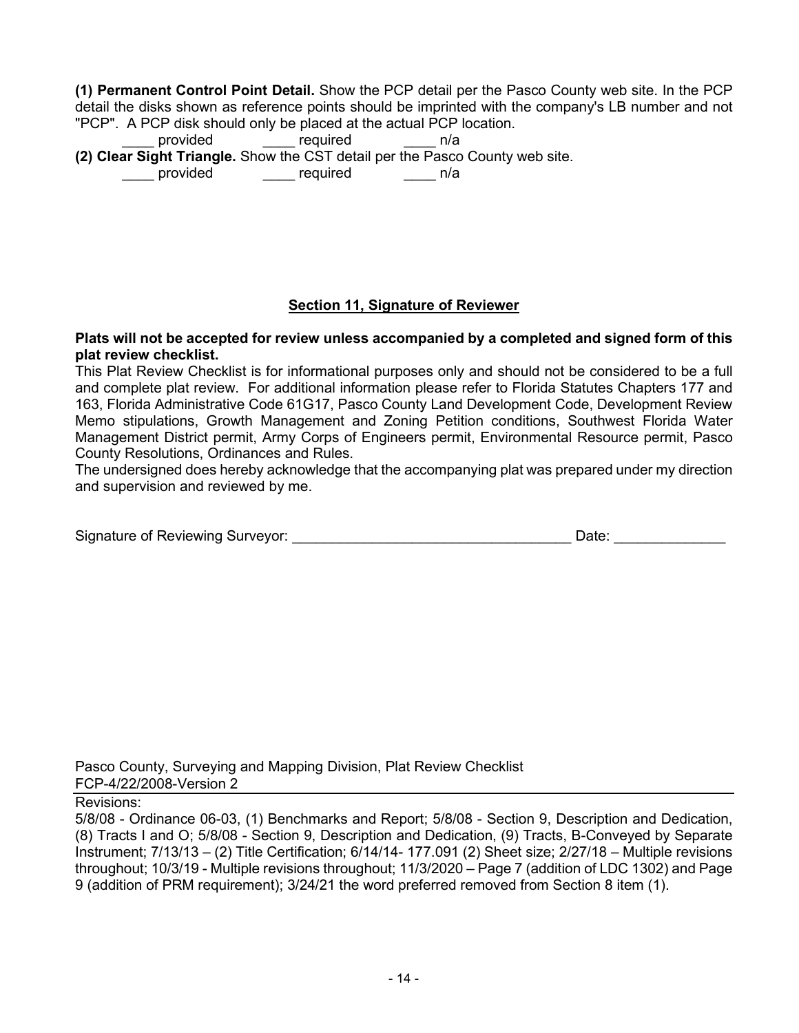**(1) Permanent Control Point Detail.** Show the PCP detail per the Pasco County web site. In the PCP detail the disks shown as reference points should be imprinted with the company's LB number and not "PCP". A PCP disk should only be placed at the actual PCP location.

____ provided ____ required ____ n/a

**(2) Clear Sight Triangle.** Show the CST detail per the Pasco County web site.

____ provided ____ required ____ n/a

## Section 11, Signature of Reviewer

**Plats will not be accepted for review unless accompanied by a completed and signed form of this plat review checklist.**

This Plat Review Checklist is for informational purposes only and should not be considered to be a full and complete plat review. For additional information please refer to Florida Statutes Chapters 177 and 163, Florida Administrative Code 61G17, Pasco County Land Development Code, Development Review Memo stipulations, Growth Management and Zoning Petition conditions, Southwest Florida Water Management District permit, Army Corps of Engineers permit, Environmental Resource permit, Pasco County Resolutions, Ordinances and Rules.

The undersigned does hereby acknowledge that the accompanying plat was prepared under my direction and supervision and reviewed by me.

Signature of Reviewing Surveyor: ___________________________________ Date: ______________

Pasco County, Surveying and Mapping Division, Plat Review Checklist
FCP-4/22/2008-Version 2

Revisions:
5/8/08 - Ordinance 06-03, (1) Benchmarks and Report; 5/8/08 - Section 9, Description and Dedication, (8) Tracts I and O; 5/8/08 - Section 9, Description and Dedication, (9) Tracts, B-Conveyed by Separate Instrument; 7/13/13 – (2) Title Certification; 6/14/14- 177.091 (2) Sheet size; 2/27/18 – Multiple revisions throughout; 10/3/19 - Multiple revisions throughout; 11/3/2020 – Page 7 (addition of LDC 1302) and Page 9 (addition of PRM requirement); 3/24/21 the word preferred removed from Section 8 item (1).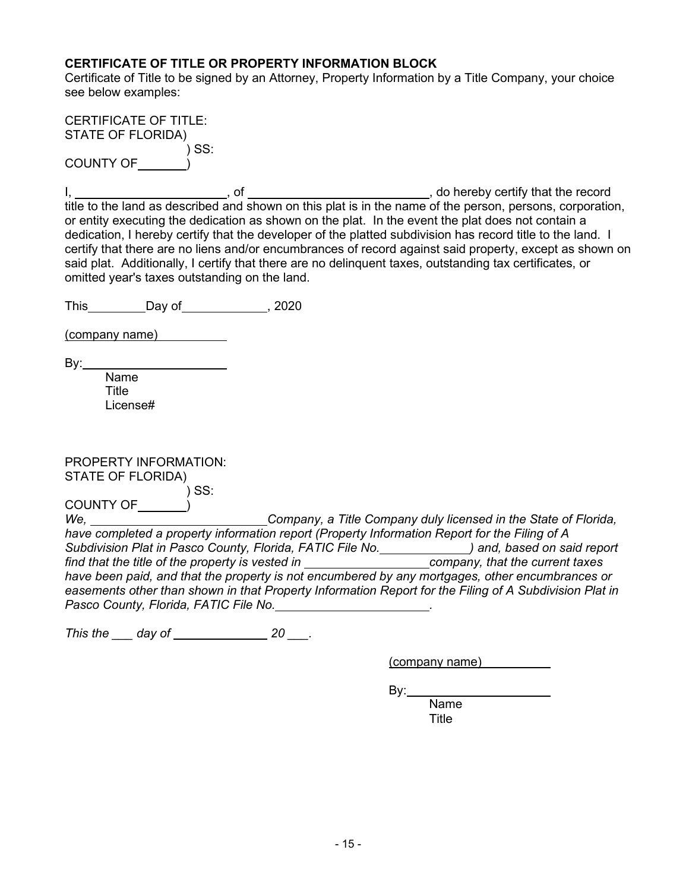**CERTIFICATE OF TITLE OR PROPERTY INFORMATION BLOCK**

Certificate of Title to be signed by an Attorney, Property Information by a Title Company, your choice see below examples:

CERTIFICATE OF TITLE:
STATE OF FLORIDA)
) SS:
COUNTY OF________)

I, ________________________, of ____________________________, do hereby certify that the record title to the land as described and shown on this plat is in the name of the person, persons, corporation, or entity executing the dedication as shown on the plat. In the event the plat does not contain a dedication, I hereby certify that the developer of the platted subdivision has record title to the land. I certify that there are no liens and/or encumbrances of record against said property, except as shown on said plat. Additionally, I certify that there are no delinquent taxes, outstanding tax certificates, or omitted year's taxes outstanding on the land.

This_________Day of_____________, 2020

(company name)

By:______________________
Name
Title
License#

PROPERTY INFORMATION:
STATE OF FLORIDA)
) SS:
COUNTY OF________)

*We, ___________________________Company, a Title Company duly licensed in the State of Florida, have completed a property information report (Property Information Report for the Filing of A Subdivision Plat in Pasco County, Florida, FATIC File No.______________) and, based on said report find that the title of the property is vested in ___________________company, that the current taxes have been paid, and that the property is not encumbered by any mortgages, other encumbrances or easements other than shown in that Property Information Report for the Filing of A Subdivision Plat in Pasco County, Florida, FATIC File No.________________________.*

*This the ___ day of ______________ 20 ___.*

(company name)

By:______________________
Name
Title